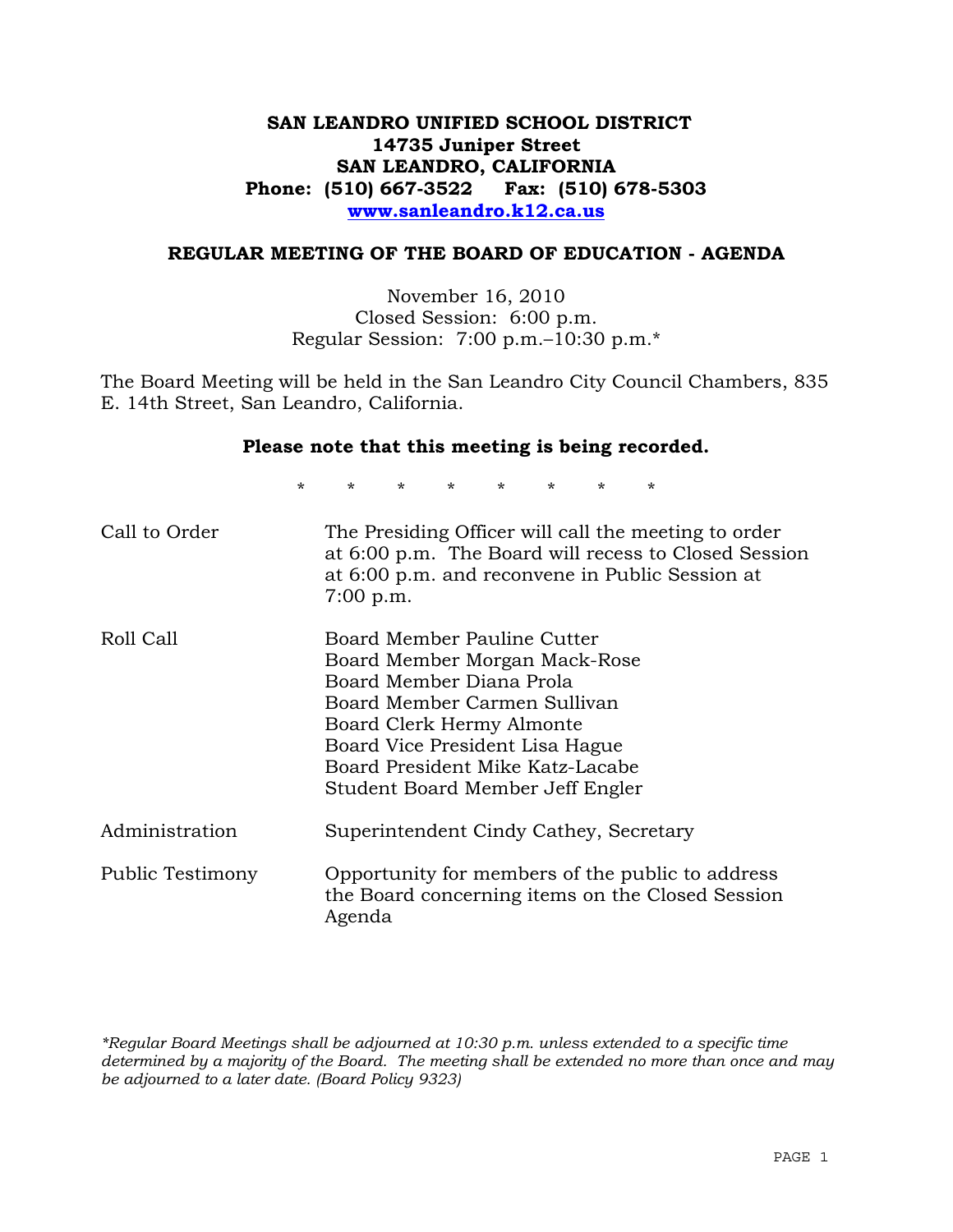# SAN LEANDRO UNIFIED SCHOOL DISTRICT
**14735 Juniper Street**
**SAN LEANDRO, CALIFORNIA**
**Phone: (510) 667-3522 Fax: (510) 678-5303**
**www.sanleandro.k12.ca.us**

## REGULAR MEETING OF THE BOARD OF EDUCATION - AGENDA

November 16, 2010
Closed Session: 6:00 p.m.
Regular Session: 7:00 p.m.–10:30 p.m.*

The Board Meeting will be held in the San Leandro City Council Chambers, 835 E. 14th Street, San Leandro, California.

**Please note that this meeting is being recorded.**

\* \* \* \* \* \* \* \*

| | |
|---|---|
| Call to Order | The Presiding Officer will call the meeting to order at 6:00 p.m. The Board will recess to Closed Session at 6:00 p.m. and reconvene in Public Session at 7:00 p.m. |
| Roll Call | Board Member Pauline Cutter<br>Board Member Morgan Mack-Rose<br>Board Member Diana Prola<br>Board Member Carmen Sullivan<br>Board Clerk Hermy Almonte<br>Board Vice President Lisa Hague<br>Board President Mike Katz-Lacabe<br>Student Board Member Jeff Engler |
| Administration | Superintendent Cindy Cathey, Secretary |
| Public Testimony | Opportunity for members of the public to address the Board concerning items on the Closed Session Agenda |

*\*Regular Board Meetings shall be adjourned at 10:30 p.m. unless extended to a specific time determined by a majority of the Board. The meeting shall be extended no more than once and may be adjourned to a later date. (Board Policy 9323)*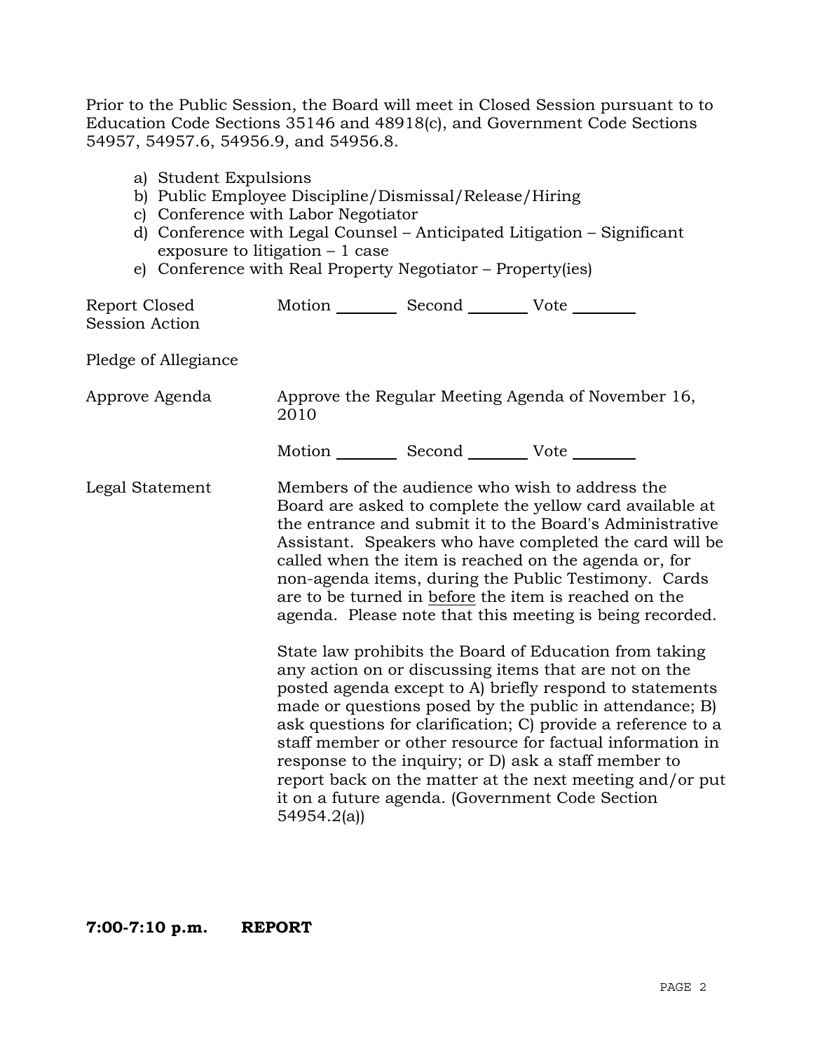Prior to the Public Session, the Board will meet in Closed Session pursuant to to Education Code Sections 35146 and 48918(c), and Government Code Sections 54957, 54957.6, 54956.9, and 54956.8.

a) Student Expulsions
b) Public Employee Discipline/Dismissal/Release/Hiring
c) Conference with Labor Negotiator
d) Conference with Legal Counsel – Anticipated Litigation – Significant exposure to litigation – 1 case
e) Conference with Real Property Negotiator – Property(ies)

Report Closed Session Action — Motion ________ Second ________ Vote ________

Pledge of Allegiance

Approve Agenda — Approve the Regular Meeting Agenda of November 16, 2010

Motion ________ Second ________ Vote ________

Legal Statement — Members of the audience who wish to address the Board are asked to complete the yellow card available at the entrance and submit it to the Board's Administrative Assistant. Speakers who have completed the card will be called when the item is reached on the agenda or, for non-agenda items, during the Public Testimony. Cards are to be turned in before the item is reached on the agenda. Please note that this meeting is being recorded.

State law prohibits the Board of Education from taking any action on or discussing items that are not on the posted agenda except to A) briefly respond to statements made or questions posed by the public in attendance; B) ask questions for clarification; C) provide a reference to a staff member or other resource for factual information in response to the inquiry; or D) ask a staff member to report back on the matter at the next meeting and/or put it on a future agenda. (Government Code Section 54954.2(a))

**7:00-7:10 p.m. REPORT**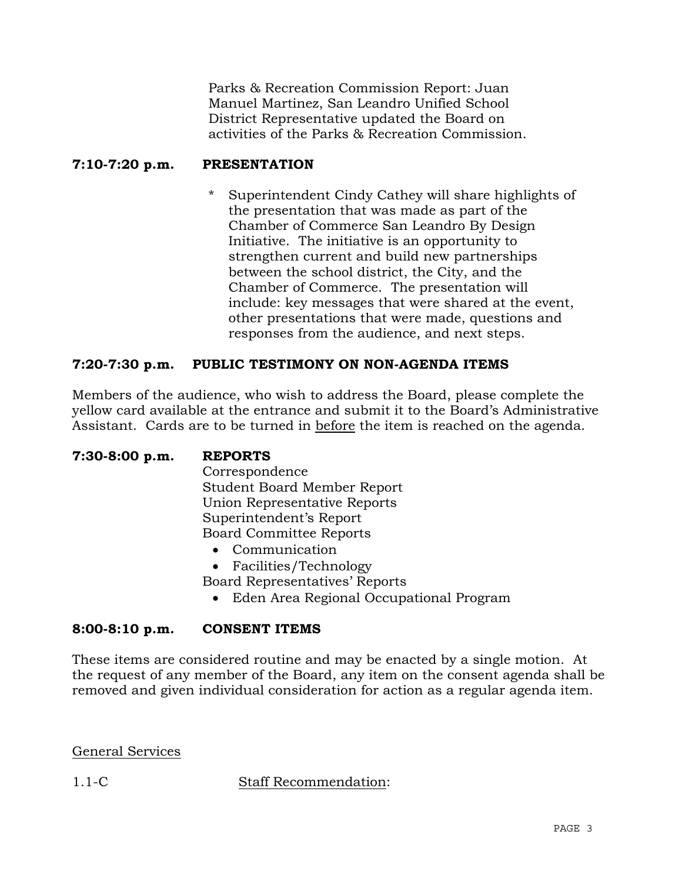Parks & Recreation Commission Report: Juan Manuel Martinez, San Leandro Unified School District Representative updated the Board on activities of the Parks & Recreation Commission.

**7:10-7:20 p.m. PRESENTATION**

* Superintendent Cindy Cathey will share highlights of the presentation that was made as part of the Chamber of Commerce San Leandro By Design Initiative. The initiative is an opportunity to strengthen current and build new partnerships between the school district, the City, and the Chamber of Commerce. The presentation will include: key messages that were shared at the event, other presentations that were made, questions and responses from the audience, and next steps.

**7:20-7:30 p.m. PUBLIC TESTIMONY ON NON-AGENDA ITEMS**

Members of the audience, who wish to address the Board, please complete the yellow card available at the entrance and submit it to the Board's Administrative Assistant. Cards are to be turned in <u>before</u> the item is reached on the agenda.

**7:30-8:00 p.m. REPORTS**

Correspondence
Student Board Member Report
Union Representative Reports
Superintendent's Report
Board Committee Reports

- Communication
- Facilities/Technology

Board Representatives' Reports

- Eden Area Regional Occupational Program

**8:00-8:10 p.m. CONSENT ITEMS**

These items are considered routine and may be enacted by a single motion. At the request of any member of the Board, any item on the consent agenda shall be removed and given individual consideration for action as a regular agenda item.

<u>General Services</u>

1.1-C <u>Staff Recommendation</u>: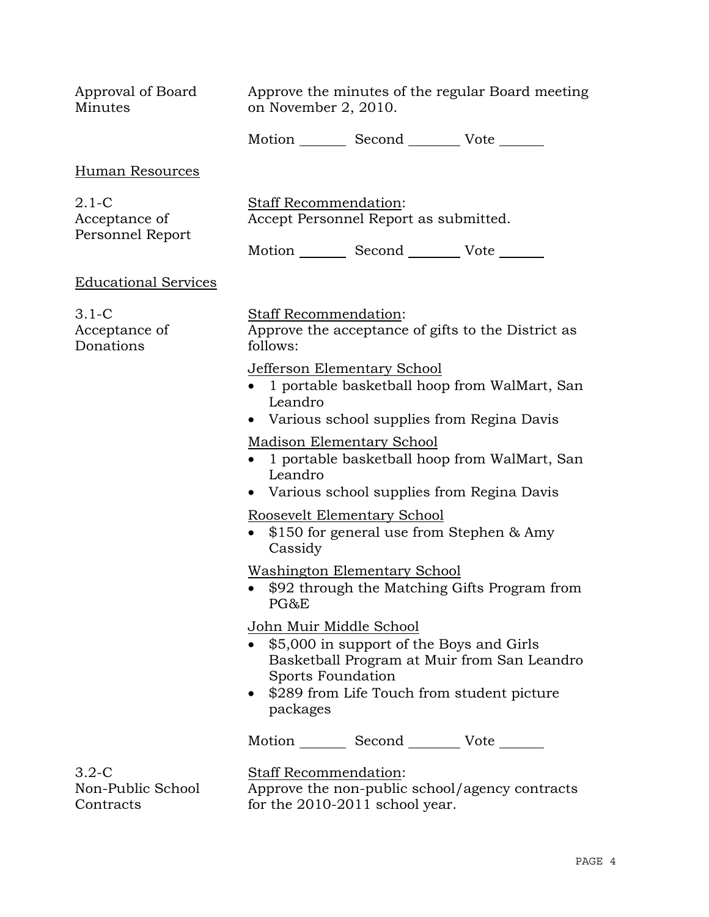Approval of Board Minutes

Approve the minutes of the regular Board meeting on November 2, 2010.

Motion _______ Second _______ Vote _______

## Human Resources

2.1-C Acceptance of Personnel Report

Staff Recommendation:
Accept Personnel Report as submitted.

Motion _______ Second _______ Vote _______

## Educational Services

3.1-C Acceptance of Donations

Staff Recommendation:
Approve the acceptance of gifts to the District as follows:

Jefferson Elementary School
- 1 portable basketball hoop from WalMart, San Leandro
- Various school supplies from Regina Davis

Madison Elementary School
- 1 portable basketball hoop from WalMart, San Leandro
- Various school supplies from Regina Davis

Roosevelt Elementary School
- $150 for general use from Stephen & Amy Cassidy

Washington Elementary School
- $92 through the Matching Gifts Program from PG&E

John Muir Middle School
- $5,000 in support of the Boys and Girls Basketball Program at Muir from San Leandro Sports Foundation
- $289 from Life Touch from student picture packages

Motion _______ Second _______ Vote _______

3.2-C Non-Public School Contracts

Staff Recommendation:
Approve the non-public school/agency contracts for the 2010-2011 school year.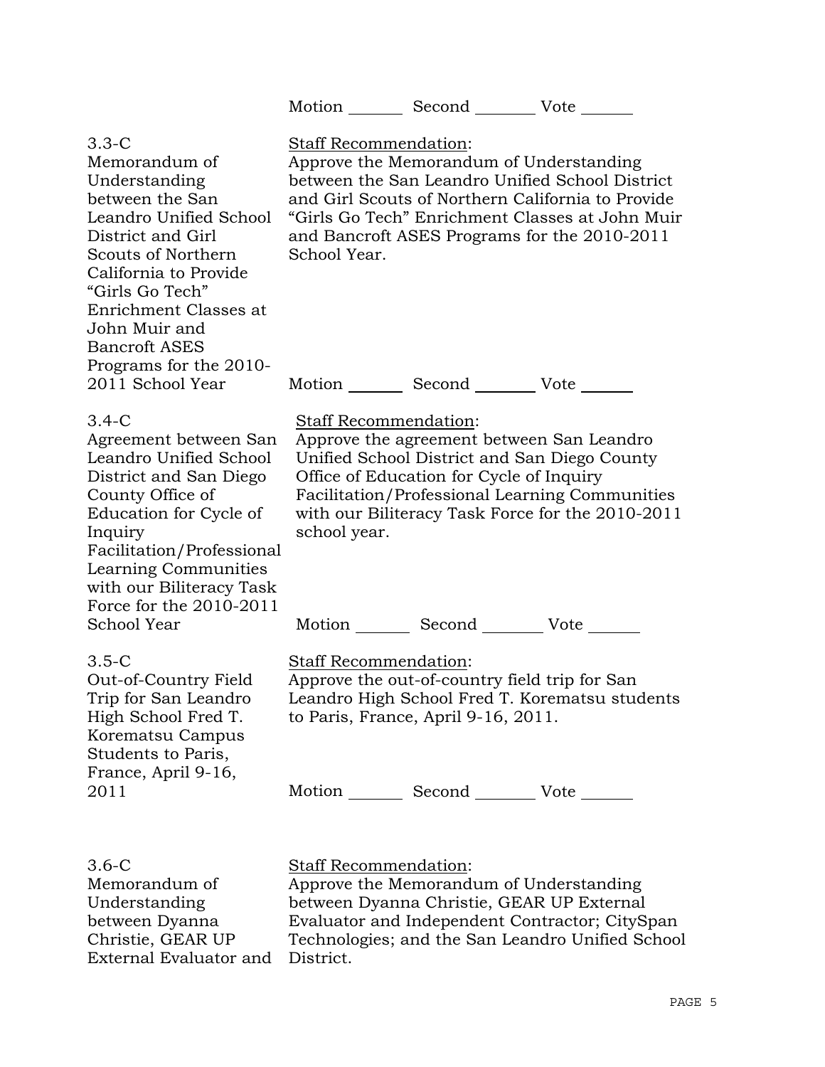Motion _______ Second _______ Vote _______

**3.3-C**
Memorandum of Understanding between the San Leandro Unified School District and Girl Scouts of Northern California to Provide “Girls Go Tech” Enrichment Classes at John Muir and Bancroft ASES Programs for the 2010-2011 School Year

Staff Recommendation:
Approve the Memorandum of Understanding between the San Leandro Unified School District and Girl Scouts of Northern California to Provide “Girls Go Tech” Enrichment Classes at John Muir and Bancroft ASES Programs for the 2010-2011 School Year.

Motion _______ Second _______ Vote _______

**3.4-C**
Agreement between San Leandro Unified School District and San Diego County Office of Education for Cycle of Inquiry Facilitation/Professional Learning Communities with our Biliteracy Task Force for the 2010-2011 School Year

Staff Recommendation:
Approve the agreement between San Leandro Unified School District and San Diego County Office of Education for Cycle of Inquiry Facilitation/Professional Learning Communities with our Biliteracy Task Force for the 2010-2011 school year.

Motion _______ Second _______ Vote _______

**3.5-C**
Out-of-Country Field Trip for San Leandro High School Fred T. Korematsu Campus Students to Paris, France, April 9-16, 2011

Staff Recommendation:
Approve the out-of-country field trip for San Leandro High School Fred T. Korematsu students to Paris, France, April 9-16, 2011.

Motion _______ Second _______ Vote _______

**3.6-C**
Memorandum of Understanding between Dyanna Christie, GEAR UP External Evaluator and

Staff Recommendation:
Approve the Memorandum of Understanding between Dyanna Christie, GEAR UP External Evaluator and Independent Contractor; CitySpan Technologies; and the San Leandro Unified School District.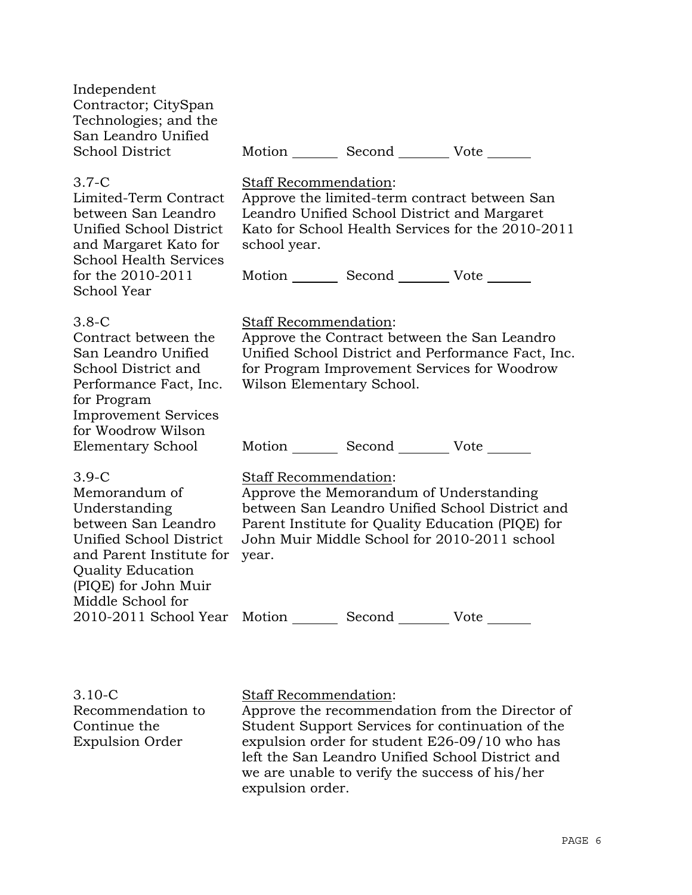Independent Contractor; CitySpan Technologies; and the San Leandro Unified School District

Motion _______ Second ________ Vote _______

3.7-C
Limited-Term Contract between San Leandro Unified School District and Margaret Kato for School Health Services for the 2010-2011 School Year

Staff Recommendation:
Approve the limited-term contract between San Leandro Unified School District and Margaret Kato for School Health Services for the 2010-2011 school year.

Motion _______ Second ________ Vote _______

3.8-C
Contract between the San Leandro Unified School District and Performance Fact, Inc. for Program Improvement Services for Woodrow Wilson Elementary School

Staff Recommendation:
Approve the Contract between the San Leandro Unified School District and Performance Fact, Inc. for Program Improvement Services for Woodrow Wilson Elementary School.

Motion _______ Second ________ Vote _______

3.9-C
Memorandum of Understanding between San Leandro Unified School District and Parent Institute for Quality Education (PIQE) for John Muir Middle School for 2010-2011 School Year

Staff Recommendation:
Approve the Memorandum of Understanding between San Leandro Unified School District and Parent Institute for Quality Education (PIQE) for John Muir Middle School for 2010-2011 school year.

Motion _______ Second ________ Vote _______

3.10-C
Recommendation to Continue the Expulsion Order

Staff Recommendation:
Approve the recommendation from the Director of Student Support Services for continuation of the expulsion order for student E26-09/10 who has left the San Leandro Unified School District and we are unable to verify the success of his/her expulsion order.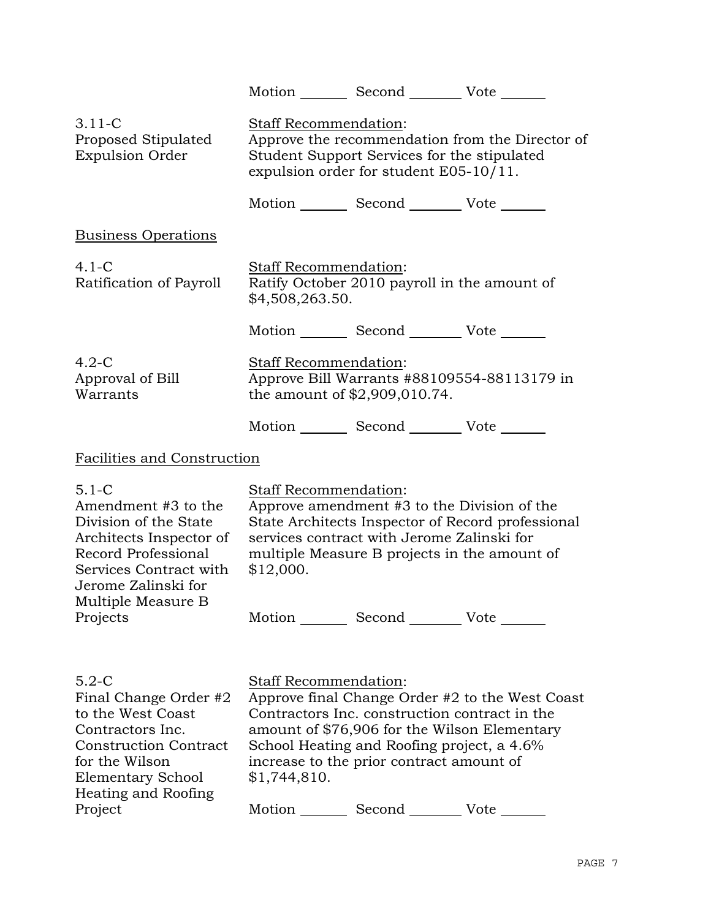Motion _______ Second _______ Vote _______

3.11-C
Proposed Stipulated Expulsion Order

Staff Recommendation:
Approve the recommendation from the Director of Student Support Services for the stipulated expulsion order for student E05-10/11.

Motion _______ Second _______ Vote _______

## Business Operations

4.1-C
Ratification of Payroll

Staff Recommendation:
Ratify October 2010 payroll in the amount of $4,508,263.50.

Motion _______ Second _______ Vote _______

4.2-C
Approval of Bill Warrants

Staff Recommendation:
Approve Bill Warrants #88109554-88113179 in the amount of $2,909,010.74.

Motion _______ Second _______ Vote _______

## Facilities and Construction

5.1-C
Amendment #3 to the Division of the State Architects Inspector of Record Professional Services Contract with Jerome Zalinski for Multiple Measure B Projects

Staff Recommendation:
Approve amendment #3 to the Division of the State Architects Inspector of Record professional services contract with Jerome Zalinski for multiple Measure B projects in the amount of $12,000.

Motion _______ Second _______ Vote _______

5.2-C
Final Change Order #2 to the West Coast Contractors Inc. Construction Contract for the Wilson Elementary School Heating and Roofing Project

Staff Recommendation:
Approve final Change Order #2 to the West Coast Contractors Inc. construction contract in the amount of $76,906 for the Wilson Elementary School Heating and Roofing project, a 4.6% increase to the prior contract amount of $1,744,810.

Motion _______ Second _______ Vote _______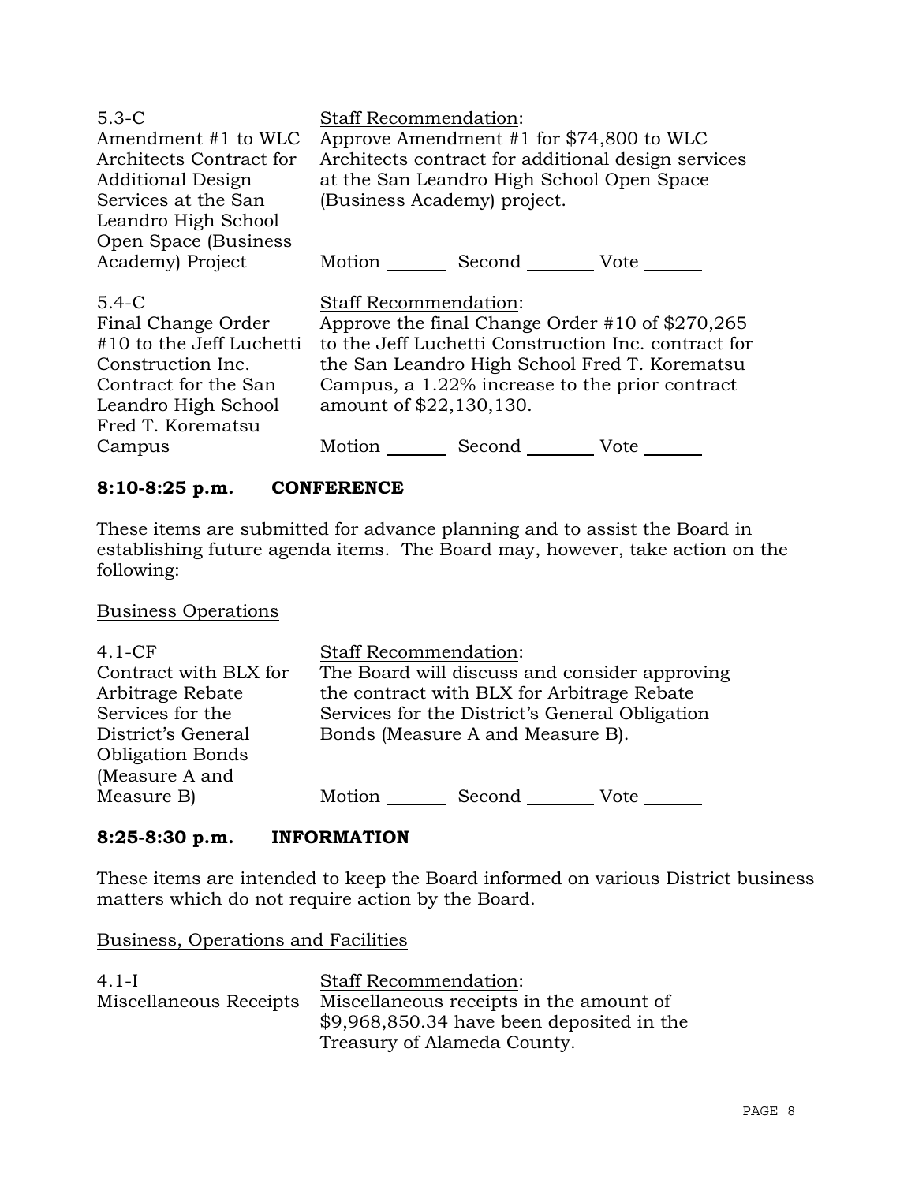| | |
|---|---|
| 5.3-C<br>Amendment #1 to WLC Architects Contract for Additional Design Services at the San Leandro High School Open Space (Business Academy) Project | Staff Recommendation:<br>Approve Amendment #1 for $74,800 to WLC Architects contract for additional design services at the San Leandro High School Open Space (Business Academy) project.<br><br>Motion _______ Second _______ Vote _______ |
| 5.4-C<br>Final Change Order #10 to the Jeff Luchetti Construction Inc. Contract for the San Leandro High School Fred T. Korematsu Campus | Staff Recommendation:<br>Approve the final Change Order #10 of $270,265 to the Jeff Luchetti Construction Inc. contract for the San Leandro High School Fred T. Korematsu Campus, a 1.22% increase to the prior contract amount of $22,130,130.<br><br>Motion _______ Second _______ Vote _______ |

**8:10-8:25 p.m. CONFERENCE**

These items are submitted for advance planning and to assist the Board in establishing future agenda items. The Board may, however, take action on the following:

Business Operations

| | |
|---|---|
| 4.1-CF<br>Contract with BLX for Arbitrage Rebate Services for the District's General Obligation Bonds (Measure A and Measure B) | Staff Recommendation:<br>The Board will discuss and consider approving the contract with BLX for Arbitrage Rebate Services for the District's General Obligation Bonds (Measure A and Measure B).<br><br>Motion _______ Second _______ Vote _______ |

**8:25-8:30 p.m. INFORMATION**

These items are intended to keep the Board informed on various District business matters which do not require action by the Board.

Business, Operations and Facilities

| | |
|---|---|
| 4.1-I<br>Miscellaneous Receipts | Staff Recommendation:<br>Miscellaneous receipts in the amount of $9,968,850.34 have been deposited in the Treasury of Alameda County. |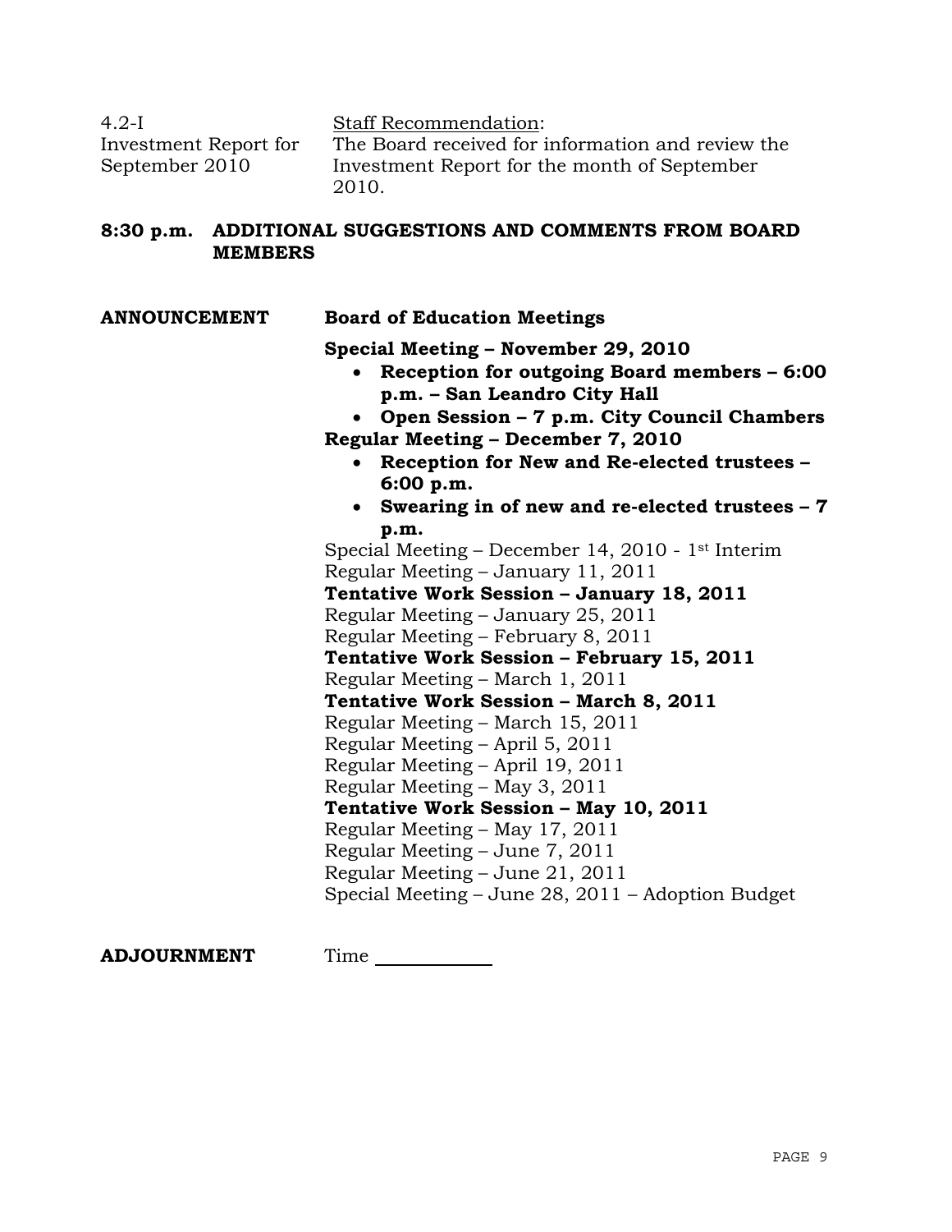4.2-I
Investment Report for September 2010

Staff Recommendation:
The Board received for information and review the Investment Report for the month of September 2010.

**8:30 p.m. ADDITIONAL SUGGESTIONS AND COMMENTS FROM BOARD MEMBERS**

**ANNOUNCEMENT** **Board of Education Meetings**

**Special Meeting – November 29, 2010**

- **Reception for outgoing Board members – 6:00 p.m. – San Leandro City Hall**
- **Open Session – 7 p.m. City Council Chambers**

**Regular Meeting – December 7, 2010**

- **Reception for New and Re-elected trustees – 6:00 p.m.**
- **Swearing in of new and re-elected trustees – 7 p.m.**

Special Meeting – December 14, 2010 - 1st Interim
Regular Meeting – January 11, 2011
**Tentative Work Session – January 18, 2011**
Regular Meeting – January 25, 2011
Regular Meeting – February 8, 2011
**Tentative Work Session – February 15, 2011**
Regular Meeting – March 1, 2011
**Tentative Work Session – March 8, 2011**
Regular Meeting – March 15, 2011
Regular Meeting – April 5, 2011
Regular Meeting – April 19, 2011
Regular Meeting – May 3, 2011
**Tentative Work Session – May 10, 2011**
Regular Meeting – May 17, 2011
Regular Meeting – June 7, 2011
Regular Meeting – June 21, 2011
Special Meeting – June 28, 2011 – Adoption Budget

**ADJOURNMENT** Time \_\_\_\_\_\_\_\_\_\_